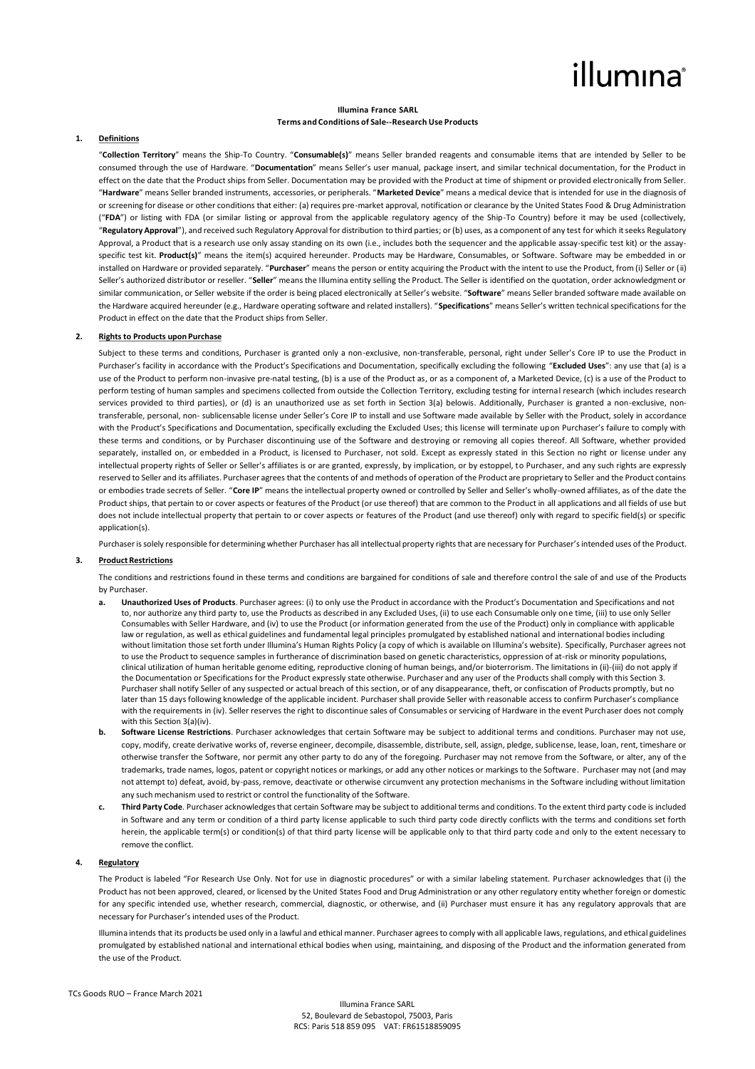# illumina

**Illumina France SARL**
**Terms and Conditions of Sale--Research Use Products**

## 1. Definitions

"**Collection Territory**" means the Ship-To Country. "**Consumable(s)**" means Seller branded reagents and consumable items that are intended by Seller to be consumed through the use of Hardware. "**Documentation**" means Seller's user manual, package insert, and similar technical documentation, for the Product in effect on the date that the Product ships from Seller. Documentation may be provided with the Product at time of shipment or provided electronically from Seller. "**Hardware**" means Seller branded instruments, accessories, or peripherals. "**Marketed Device**" means a medical device that is intended for use in the diagnosis of or screening for disease or other conditions that either: (a) requires pre-market approval, notification or clearance by the United States Food & Drug Administration ("**FDA**") or listing with FDA (or similar listing or approval from the applicable regulatory agency of the Ship-To Country) before it may be used (collectively, "**Regulatory Approval**"), and received such Regulatory Approval for distribution to third parties; or (b) uses, as a component of any test for which it seeks Regulatory Approval, a Product that is a research use only assay standing on its own (i.e., includes both the sequencer and the applicable assay-specific test kit) or the assay-specific test kit. **Product(s)**" means the item(s) acquired hereunder. Products may be Hardware, Consumables, or Software. Software may be embedded in or installed on Hardware or provided separately. "**Purchaser**" means the person or entity acquiring the Product with the intent to use the Product, from (i) Seller or (ii) Seller's authorized distributor or reseller. "**Seller**" means the Illumina entity selling the Product. The Seller is identified on the quotation, order acknowledgment or similar communication, or Seller website if the order is being placed electronically at Seller's website. "**Software**" means Seller branded software made available on the Hardware acquired hereunder (e.g., Hardware operating software and related installers). "**Specifications**" means Seller's written technical specifications for the Product in effect on the date that the Product ships from Seller.

## 2. Rights to Products upon Purchase

Subject to these terms and conditions, Purchaser is granted only a non-exclusive, non-transferable, personal, right under Seller's Core IP to use the Product in Purchaser's facility in accordance with the Product's Specifications and Documentation, specifically excluding the following "**Excluded Uses**": any use that (a) is a use of the Product to perform non-invasive pre-natal testing, (b) is a use of the Product as, or as a component of, a Marketed Device, (c) is a use of the Product to perform testing of human samples and specimens collected from outside the Collection Territory, excluding testing for internal research (which includes research services provided to third parties), or (d) is an unauthorized use as set forth in Section 3(a) belowis. Additionally, Purchaser is granted a non-exclusive, non-transferable, personal, non- sublicensable license under Seller's Core IP to install and use Software made available by Seller with the Product, solely in accordance with the Product's Specifications and Documentation, specifically excluding the Excluded Uses; this license will terminate upon Purchaser's failure to comply with these terms and conditions, or by Purchaser discontinuing use of the Software and destroying or removing all copies thereof. All Software, whether provided separately, installed on, or embedded in a Product, is licensed to Purchaser, not sold. Except as expressly stated in this Section no right or license under any intellectual property rights of Seller or Seller's affiliates is or are granted, expressly, by implication, or by estoppel, to Purchaser, and any such rights are expressly reserved to Seller and its affiliates. Purchaser agrees that the contents of and methods of operation of the Product are proprietary to Seller and the Product contains or embodies trade secrets of Seller. "**Core IP**" means the intellectual property owned or controlled by Seller and Seller's wholly-owned affiliates, as of the date the Product ships, that pertain to or cover aspects or features of the Product (or use thereof) that are common to the Product in all applications and all fields of use but does not include intellectual property that pertain to or cover aspects or features of the Product (and use thereof) only with regard to specific field(s) or specific application(s).

Purchaser is solely responsible for determining whether Purchaser has all intellectual property rights that are necessary for Purchaser's intended uses of the Product.

## 3. Product Restrictions

The conditions and restrictions found in these terms and conditions are bargained for conditions of sale and therefore control the sale of and use of the Products by Purchaser.

a. **Unauthorized Uses of Products**. Purchaser agrees: (i) to only use the Product in accordance with the Product's Documentation and Specifications and not to, nor authorize any third party to, use the Products as described in any Excluded Uses, (ii) to use each Consumable only one time, (iii) to use only Seller Consumables with Seller Hardware, and (iv) to use the Product (or information generated from the use of the Product) only in compliance with applicable law or regulation, as well as ethical guidelines and fundamental legal principles promulgated by established national and international bodies including without limitation those set forth under Illumina's Human Rights Policy (a copy of which is available on Illumina's website). Specifically, Purchaser agrees not to use the Product to sequence samples in furtherance of discrimination based on genetic characteristics, oppression of at-risk or minority populations, clinical utilization of human heritable genome editing, reproductive cloning of human beings, and/or bioterrorism. The limitations in (ii)-(iii) do not apply if the Documentation or Specifications for the Product expressly state otherwise. Purchaser and any user of the Products shall comply with this Section 3. Purchaser shall notify Seller of any suspected or actual breach of this section, or of any disappearance, theft, or confiscation of Products promptly, but no later than 15 days following knowledge of the applicable incident. Purchaser shall provide Seller with reasonable access to confirm Purchaser's compliance with the requirements in (iv). Seller reserves the right to discontinue sales of Consumables or servicing of Hardware in the event Purchaser does not comply with this Section 3(a)(iv).

b. **Software License Restrictions**. Purchaser acknowledges that certain Software may be subject to additional terms and conditions. Purchaser may not use, copy, modify, create derivative works of, reverse engineer, decompile, disassemble, distribute, sell, assign, pledge, sublicense, lease, loan, rent, timeshare or otherwise transfer the Software, nor permit any other party to do any of the foregoing. Purchaser may not remove from the Software, or alter, any of the trademarks, trade names, logos, patent or copyright notices or markings, or add any other notices or markings to the Software. Purchaser may not (and may not attempt to) defeat, avoid, by-pass, remove, deactivate or otherwise circumvent any protection mechanisms in the Software including without limitation any such mechanism used to restrict or control the functionality of the Software.

c. **Third Party Code**. Purchaser acknowledges that certain Software may be subject to additional terms and conditions. To the extent third party code is included in Software and any term or condition of a third party license applicable to such third party code directly conflicts with the terms and conditions set forth herein, the applicable term(s) or condition(s) of that third party license will be applicable only to that third party code and only to the extent necessary to remove the conflict.

## 4. Regulatory

The Product is labeled "For Research Use Only. Not for use in diagnostic procedures" or with a similar labeling statement. Purchaser acknowledges that (i) the Product has not been approved, cleared, or licensed by the United States Food and Drug Administration or any other regulatory entity whether foreign or domestic for any specific intended use, whether research, commercial, diagnostic, or otherwise, and (ii) Purchaser must ensure it has any regulatory approvals that are necessary for Purchaser's intended uses of the Product.

Illumina intends that its products be used only in a lawful and ethical manner. Purchaser agrees to comply with all applicable laws, regulations, and ethical guidelines promulgated by established national and international ethical bodies when using, maintaining, and disposing of the Product and the information generated from the use of the Product.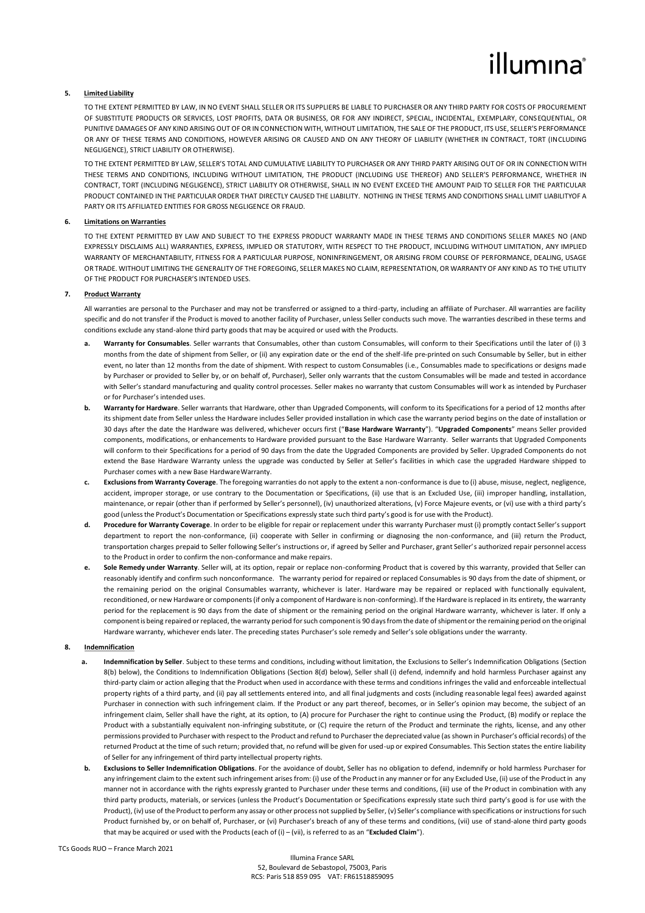**5. Limited Liability**

TO THE EXTENT PERMITTED BY LAW, IN NO EVENT SHALL SELLER OR ITS SUPPLIERS BE LIABLE TO PURCHASER OR ANY THIRD PARTY FOR COSTS OF PROCUREMENT OF SUBSTITUTE PRODUCTS OR SERVICES, LOST PROFITS, DATA OR BUSINESS, OR FOR ANY INDIRECT, SPECIAL, INCIDENTAL, EXEMPLARY, CONSEQUENTIAL, OR PUNITIVE DAMAGES OF ANY KIND ARISING OUT OF OR IN CONNECTION WITH, WITHOUT LIMITATION, THE SALE OF THE PRODUCT, ITS USE, SELLER'S PERFORMANCE OR ANY OF THESE TERMS AND CONDITIONS, HOWEVER ARISING OR CAUSED AND ON ANY THEORY OF LIABILITY (WHETHER IN CONTRACT, TORT (INCLUDING NEGLIGENCE), STRICT LIABILITY OR OTHERWISE).

TO THE EXTENT PERMITTED BY LAW, SELLER'S TOTAL AND CUMULATIVE LIABILITY TO PURCHASER OR ANY THIRD PARTY ARISING OUT OF OR IN CONNECTION WITH THESE TERMS AND CONDITIONS, INCLUDING WITHOUT LIMITATION, THE PRODUCT (INCLUDING USE THEREOF) AND SELLER'S PERFORMANCE, WHETHER IN CONTRACT, TORT (INCLUDING NEGLIGENCE), STRICT LIABILITY OR OTHERWISE, SHALL IN NO EVENT EXCEED THE AMOUNT PAID TO SELLER FOR THE PARTICULAR PRODUCT CONTAINED IN THE PARTICULAR ORDER THAT DIRECTLY CAUSED THE LIABILITY. NOTHING IN THESE TERMS AND CONDITIONS SHALL LIMIT LIABILITYOF A PARTY OR ITS AFFILIATED ENTITIES FOR GROSS NEGLIGENCE OR FRAUD.

**6. Limitations on Warranties**

TO THE EXTENT PERMITTED BY LAW AND SUBJECT TO THE EXPRESS PRODUCT WARRANTY MADE IN THESE TERMS AND CONDITIONS SELLER MAKES NO (AND EXPRESSLY DISCLAIMS ALL) WARRANTIES, EXPRESS, IMPLIED OR STATUTORY, WITH RESPECT TO THE PRODUCT, INCLUDING WITHOUT LIMITATION, ANY IMPLIED WARRANTY OF MERCHANTABILITY, FITNESS FOR A PARTICULAR PURPOSE, NONINFRINGEMENT, OR ARISING FROM COURSE OF PERFORMANCE, DEALING, USAGE OR TRADE. WITHOUT LIMITING THE GENERALITY OF THE FOREGOING, SELLER MAKES NO CLAIM, REPRESENTATION, OR WARRANTY OF ANY KIND AS TO THE UTILITY OF THE PRODUCT FOR PURCHASER'S INTENDED USES.

**7. Product Warranty**

All warranties are personal to the Purchaser and may not be transferred or assigned to a third-party, including an affiliate of Purchaser. All warranties are facility specific and do not transfer if the Product is moved to another facility of Purchaser, unless Seller conducts such move. The warranties described in these terms and conditions exclude any stand-alone third party goods that may be acquired or used with the Products.

a. **Warranty for Consumables**. Seller warrants that Consumables, other than custom Consumables, will conform to their Specifications until the later of (i) 3 months from the date of shipment from Seller, or (ii) any expiration date or the end of the shelf-life pre-printed on such Consumable by Seller, but in either event, no later than 12 months from the date of shipment. With respect to custom Consumables (i.e., Consumables made to specifications or designs made by Purchaser or provided to Seller by, or on behalf of, Purchaser), Seller only warrants that the custom Consumables will be made and tested in accordance with Seller's standard manufacturing and quality control processes. Seller makes no warranty that custom Consumables will work as intended by Purchaser or for Purchaser's intended uses.

b. **Warranty for Hardware**. Seller warrants that Hardware, other than Upgraded Components, will conform to its Specifications for a period of 12 months after its shipment date from Seller unless the Hardware includes Seller provided installation in which case the warranty period begins on the date of installation or 30 days after the date the Hardware was delivered, whichever occurs first ("**Base Hardware Warranty**"). "**Upgraded Components**" means Seller provided components, modifications, or enhancements to Hardware provided pursuant to the Base Hardware Warranty. Seller warrants that Upgraded Components will conform to their Specifications for a period of 90 days from the date the Upgraded Components are provided by Seller. Upgraded Components do not extend the Base Hardware Warranty unless the upgrade was conducted by Seller at Seller's facilities in which case the upgraded Hardware shipped to Purchaser comes with a new Base Hardware Warranty.

c. **Exclusions from Warranty Coverage**. The foregoing warranties do not apply to the extent a non-conformance is due to (i) abuse, misuse, neglect, negligence, accident, improper storage, or use contrary to the Documentation or Specifications, (ii) use that is an Excluded Use, (iii) improper handling, installation, maintenance, or repair (other than if performed by Seller's personnel), (iv) unauthorized alterations, (v) Force Majeure events, or (vi) use with a third party's good (unless the Product's Documentation or Specifications expressly state such third party's good is for use with the Product).

d. **Procedure for Warranty Coverage**. In order to be eligible for repair or replacement under this warranty Purchaser must (i) promptly contact Seller's support department to report the non-conformance, (ii) cooperate with Seller in confirming or diagnosing the non-conformance, and (iii) return the Product, transportation charges prepaid to Seller following Seller's instructions or, if agreed by Seller and Purchaser, grant Seller's authorized repair personnel access to the Product in order to confirm the non-conformance and make repairs.

e. **Sole Remedy under Warranty**. Seller will, at its option, repair or replace non-conforming Product that is covered by this warranty, provided that Seller can reasonably identify and confirm such nonconformance. The warranty period for repaired or replaced Consumables is 90 days from the date of shipment, or the remaining period on the original Consumables warranty, whichever is later. Hardware may be repaired or replaced with functionally equivalent, reconditioned, or new Hardware or components (if only a component of Hardware is non-conforming). If the Hardware is replaced in its entirety, the warranty period for the replacement is 90 days from the date of shipment or the remaining period on the original Hardware warranty, whichever is later. If only a component is being repaired or replaced, the warranty period for such component is 90 days from the date of shipment or the remaining period on the original Hardware warranty, whichever ends later. The preceding states Purchaser's sole remedy and Seller's sole obligations under the warranty.

**8. Indemnification**

a. **Indemnification by Seller**. Subject to these terms and conditions, including without limitation, the Exclusions to Seller's Indemnification Obligations (Section 8(b) below), the Conditions to Indemnification Obligations (Section 8(d) below), Seller shall (i) defend, indemnify and hold harmless Purchaser against any third-party claim or action alleging that the Product when used in accordance with these terms and conditions infringes the valid and enforceable intellectual property rights of a third party, and (ii) pay all settlements entered into, and all final judgments and costs (including reasonable legal fees) awarded against Purchaser in connection with such infringement claim. If the Product or any part thereof, becomes, or in Seller's opinion may become, the subject of an infringement claim, Seller shall have the right, at its option, to (A) procure for Purchaser the right to continue using the Product, (B) modify or replace the Product with a substantially equivalent non-infringing substitute, or (C) require the return of the Product and terminate the rights, license, and any other permissions provided to Purchaser with respect to the Product and refund to Purchaser the depreciated value (as shown in Purchaser's official records) of the returned Product at the time of such return; provided that, no refund will be given for used-up or expired Consumables. This Section states the entire liability of Seller for any infringement of third party intellectual property rights.

b. **Exclusions to Seller Indemnification Obligations**. For the avoidance of doubt, Seller has no obligation to defend, indemnify or hold harmless Purchaser for any infringement claim to the extent such infringement arises from: (i) use of the Product in any manner or for any Excluded Use, (ii) use of the Product in any manner not in accordance with the rights expressly granted to Purchaser under these terms and conditions, (iii) use of the Product in combination with any third party products, materials, or services (unless the Product's Documentation or Specifications expressly state such third party's good is for use with the Product), (iv) use of the Product to perform any assay or other process not supplied by Seller, (v) Seller's compliance with specifications or instructions for such Product furnished by, or on behalf of, Purchaser, or (vi) Purchaser's breach of any of these terms and conditions, (vii) use of stand-alone third party goods that may be acquired or used with the Products (each of (i) – (vii), is referred to as an "**Excluded Claim**").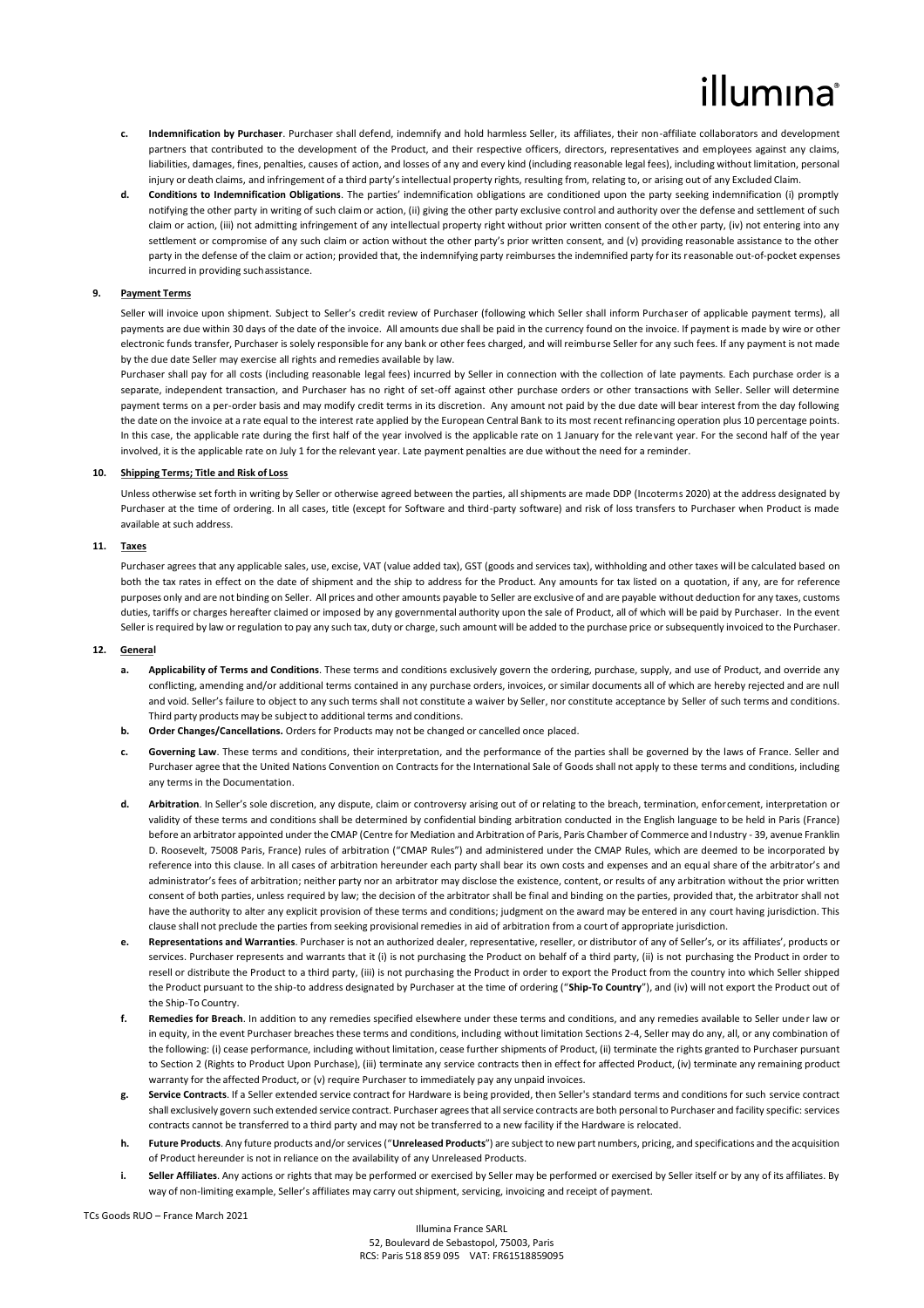- **c. Indemnification by Purchaser**. Purchaser shall defend, indemnify and hold harmless Seller, its affiliates, their non-affiliate collaborators and development partners that contributed to the development of the Product, and their respective officers, directors, representatives and employees against any claims, liabilities, damages, fines, penalties, causes of action, and losses of any and every kind (including reasonable legal fees), including without limitation, personal injury or death claims, and infringement of a third party's intellectual property rights, resulting from, relating to, or arising out of any Excluded Claim.
- **d. Conditions to Indemnification Obligations**. The parties' indemnification obligations are conditioned upon the party seeking indemnification (i) promptly notifying the other party in writing of such claim or action, (ii) giving the other party exclusive control and authority over the defense and settlement of such claim or action, (iii) not admitting infringement of any intellectual property right without prior written consent of the other party, (iv) not entering into any settlement or compromise of any such claim or action without the other party's prior written consent, and (v) providing reasonable assistance to the other party in the defense of the claim or action; provided that, the indemnifying party reimburses the indemnified party for its reasonable out-of-pocket expenses incurred in providing such assistance.

**9. Payment Terms**

Seller will invoice upon shipment. Subject to Seller's credit review of Purchaser (following which Seller shall inform Purchaser of applicable payment terms), all payments are due within 30 days of the date of the invoice. All amounts due shall be paid in the currency found on the invoice. If payment is made by wire or other electronic funds transfer, Purchaser is solely responsible for any bank or other fees charged, and will reimburse Seller for any such fees. If any payment is not made by the due date Seller may exercise all rights and remedies available by law.

Purchaser shall pay for all costs (including reasonable legal fees) incurred by Seller in connection with the collection of late payments. Each purchase order is a separate, independent transaction, and Purchaser has no right of set-off against other purchase orders or other transactions with Seller. Seller will determine payment terms on a per-order basis and may modify credit terms in its discretion. Any amount not paid by the due date will bear interest from the day following the date on the invoice at a rate equal to the interest rate applied by the European Central Bank to its most recent refinancing operation plus 10 percentage points. In this case, the applicable rate during the first half of the year involved is the applicable rate on 1 January for the relevant year. For the second half of the year involved, it is the applicable rate on July 1 for the relevant year. Late payment penalties are due without the need for a reminder.

**10. Shipping Terms; Title and Risk of Loss**

Unless otherwise set forth in writing by Seller or otherwise agreed between the parties, all shipments are made DDP (Incoterms 2020) at the address designated by Purchaser at the time of ordering. In all cases, title (except for Software and third-party software) and risk of loss transfers to Purchaser when Product is made available at such address.

**11. Taxes**

Purchaser agrees that any applicable sales, use, excise, VAT (value added tax), GST (goods and services tax), withholding and other taxes will be calculated based on both the tax rates in effect on the date of shipment and the ship to address for the Product. Any amounts for tax listed on a quotation, if any, are for reference purposes only and are not binding on Seller. All prices and other amounts payable to Seller are exclusive of and are payable without deduction for any taxes, customs duties, tariffs or charges hereafter claimed or imposed by any governmental authority upon the sale of Product, all of which will be paid by Purchaser. In the event Seller is required by law or regulation to pay any such tax, duty or charge, such amount will be added to the purchase price or subsequently invoiced to the Purchaser.

**12. General**

- **a. Applicability of Terms and Conditions**. These terms and conditions exclusively govern the ordering, purchase, supply, and use of Product, and override any conflicting, amending and/or additional terms contained in any purchase orders, invoices, or similar documents all of which are hereby rejected and are null and void. Seller's failure to object to any such terms shall not constitute a waiver by Seller, nor constitute acceptance by Seller of such terms and conditions. Third party products may be subject to additional terms and conditions.
- **b. Order Changes/Cancellations.** Orders for Products may not be changed or cancelled once placed.
- **c. Governing Law**. These terms and conditions, their interpretation, and the performance of the parties shall be governed by the laws of France. Seller and Purchaser agree that the United Nations Convention on Contracts for the International Sale of Goods shall not apply to these terms and conditions, including any terms in the Documentation.
- **d. Arbitration**. In Seller's sole discretion, any dispute, claim or controversy arising out of or relating to the breach, termination, enforcement, interpretation or validity of these terms and conditions shall be determined by confidential binding arbitration conducted in the English language to be held in Paris (France) before an arbitrator appointed under the CMAP (Centre for Mediation and Arbitration of Paris, Paris Chamber of Commerce and Industry - 39, avenue Franklin D. Roosevelt, 75008 Paris, France) rules of arbitration ("CMAP Rules") and administered under the CMAP Rules, which are deemed to be incorporated by reference into this clause. In all cases of arbitration hereunder each party shall bear its own costs and expenses and an equal share of the arbitrator's and administrator's fees of arbitration; neither party nor an arbitrator may disclose the existence, content, or results of any arbitration without the prior written consent of both parties, unless required by law; the decision of the arbitrator shall be final and binding on the parties, provided that, the arbitrator shall not have the authority to alter any explicit provision of these terms and conditions; judgment on the award may be entered in any court having jurisdiction. This clause shall not preclude the parties from seeking provisional remedies in aid of arbitration from a court of appropriate jurisdiction.
- **e. Representations and Warranties**. Purchaser is not an authorized dealer, representative, reseller, or distributor of any of Seller's, or its affiliates', products or services. Purchaser represents and warrants that it (i) is not purchasing the Product on behalf of a third party, (ii) is not purchasing the Product in order to resell or distribute the Product to a third party, (iii) is not purchasing the Product in order to export the Product from the country into which Seller shipped the Product pursuant to the ship-to address designated by Purchaser at the time of ordering ("**Ship-To Country**"), and (iv) will not export the Product out of the Ship-To Country.
- **f. Remedies for Breach**. In addition to any remedies specified elsewhere under these terms and conditions, and any remedies available to Seller under law or in equity, in the event Purchaser breaches these terms and conditions, including without limitation Sections 2-4, Seller may do any, all, or any combination of the following: (i) cease performance, including without limitation, cease further shipments of Product, (ii) terminate the rights granted to Purchaser pursuant to Section 2 (Rights to Product Upon Purchase), (iii) terminate any service contracts then in effect for affected Product, (iv) terminate any remaining product warranty for the affected Product, or (v) require Purchaser to immediately pay any unpaid invoices.
- **g. Service Contracts**. If a Seller extended service contract for Hardware is being provided, then Seller's standard terms and conditions for such service contract shall exclusively govern such extended service contract. Purchaser agrees that all service contracts are both personal to Purchaser and facility specific: services contracts cannot be transferred to a third party and may not be transferred to a new facility if the Hardware is relocated.
- **h. Future Products**. Any future products and/or services ("**Unreleased Products**") are subject to new part numbers, pricing, and specifications and the acquisition of Product hereunder is not in reliance on the availability of any Unreleased Products.
- **i. Seller Affiliates**. Any actions or rights that may be performed or exercised by Seller may be performed or exercised by Seller itself or by any of its affiliates. By way of non-limiting example, Seller's affiliates may carry out shipment, servicing, invoicing and receipt of payment.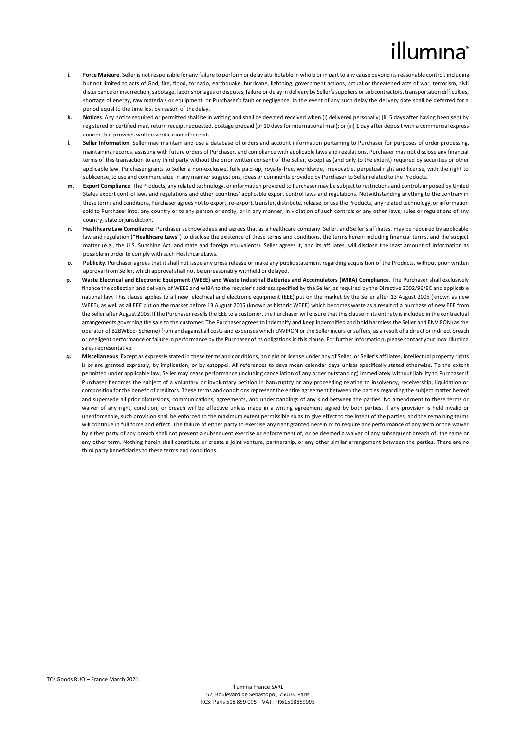- **j. Force Majeure**. Seller is not responsible for any failure to perform or delay attributable in whole or in part to any cause beyond its reasonable control, including but not limited to acts of God, fire, flood, tornado, earthquake, hurricane, lightning, government actions, actual or threatened acts of war, terrorism, civil disturbance or insurrection, sabotage, labor shortages or disputes, failure or delay in delivery by Seller's suppliers or subcontractors, transportation difficulties, shortage of energy, raw materials or equipment, or Purchaser's fault or negligence. In the event of any such delay the delivery date shall be deferred for a period equal to the time lost by reason of the delay.
- **k. Notices**. Any notice required or permitted shall be in writing and shall be deemed received when (i) delivered personally; (ii) 5 days after having been sent by registered or certified mail, return receipt requested, postage prepaid (or 10 days for international mail); or (iii) 1 day after deposit with a commercial express courier that provides written verification of receipt.
- **l. Seller Information**. Seller may maintain and use a database of orders and account information pertaining to Purchaser for purposes of order processing, maintaining records, assisting with future orders of Purchaser, and compliance with applicable laws and regulations. Purchaser may not disclose any financial terms of this transaction to any third party without the prior written consent of the Seller, except as (and only to the extent) required by securities or other applicable law. Purchaser grants to Seller a non-exclusive, fully paid-up, royalty-free, worldwide, irrevocable, perpetual right and license, with the right to sublicense, to use and commercialize in any manner suggestions, ideas or comments provided by Purchaser to Seller related to the Products.
- **m. Export Compliance**. The Products, any related technology, or information provided to Purchaser may be subject to restrictions and controls imposed by United States export control laws and regulations and other countries' applicable export control laws and regulations. Notwithstanding anything to the contrary in these terms and conditions, Purchaser agrees not to export, re-export, transfer, distribute, release, or use the Products, any related technology, or information sold to Purchaser into, any country or to any person or entity, or in any manner, in violation of such controls or any other laws, rules or regulations of any country, state or jurisdiction.
- **n. Healthcare Law Compliance**. Purchaser acknowledges and agrees that as a healthcare company, Seller, and Seller's affiliates, may be required by applicable law and regulation ("**Healthcare Laws**") to disclose the existence of these terms and conditions, the terms herein including financial terms, and the subject matter (e.g., the U.S. Sunshine Act, and state and foreign equivalents). Seller agrees it, and its affiliates, will disclose the least amount of information as possible in order to comply with such Healthcare Laws.
- **o. Publicity**. Purchaser agrees that it shall not issue any press release or make any public statement regarding acquisition of the Products, without prior written approval from Seller, which approval shall not be unreasonably withheld or delayed.
- **p. Waste Electrical and Electronic Equipment (WEEE) and Waste Industrial Batteries and Accumulators (WIBA) Compliance**. The Purchaser shall exclusively finance the collection and delivery of WEEE and WIBA to the recycler's address specified by the Seller, as required by the Directive 2002/96/EC and applicable national law. This clause applies to all new electrical and electronic equipment (EEE) put on the market by the Seller after 13 August 2005 (known as new WEEE), as well as all EEE put on the market before 13 August 2005 (known as historic WEEE) which becomes waste as a result of a purchase of new EEE from the Seller after August 2005. If the Purchaser resells the EEE to a customer, the Purchaser will ensure that this clause in its entirety is included in the contractual arrangements governing the sale to the customer. The Purchaser agrees to indemnify and keep indemnified and hold harmless the Seller and ENVIRON (as the operator of B2BWEEE- Scheme) from and against all costs and expenses which ENVIRON or the Seller incurs or suffers, as a result of a direct or indirect breach or negligent performance or failure in performance by the Purchaser of its obligations in this clause. For further information, please contact your local Illumina sales representative.
- **q. Miscellaneous**. Except as expressly stated in these terms and conditions, no right or license under any of Seller, or Seller's affiliates, intellectual property rights is or are granted expressly, by implication, or by estoppel. All references to days mean calendar days unless specifically stated otherwise. To the extent permitted under applicable law, Seller may cease performance (including cancellation of any order outstanding) immediately without liability to Purchaser if Purchaser becomes the subject of a voluntary or involuntary petition in bankruptcy or any proceeding relating to insolvency, receivership, liquidation or composition for the benefit of creditors. These terms and conditions represent the entire agreement between the parties regarding the subject matter hereof and supersede all prior discussions, communications, agreements, and understandings of any kind between the parties. No amendment to these terms or waiver of any right, condition, or breach will be effective unless made in a writing agreement signed by both parties. If any provision is held invalid or unenforceable, such provision shall be enforced to the maximum extent permissible so as to give effect to the intent of the parties, and the remaining terms will continue in full force and effect. The failure of either party to exercise any right granted herein or to require any performance of any term or the waiver by either party of any breach shall not prevent a subsequent exercise or enforcement of, or be deemed a waiver of any subsequent breach of, the same or any other term. Nothing herein shall constitute or create a joint venture, partnership, or any other similar arrangement between the parties. There are no third party beneficiaries to these terms and conditions.

Illumina France SARL
52, Boulevard de Sebastopol, 75003, Paris
RCS: Paris 518 859 095 VAT: FR61518859095